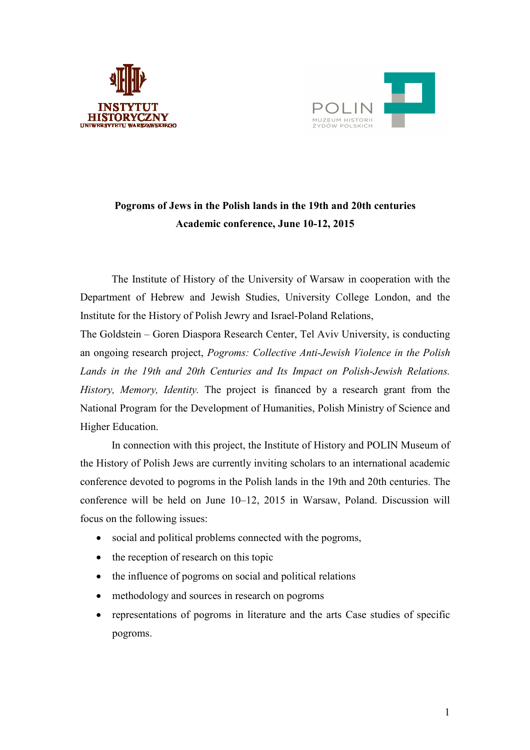**Pogroms of Jews in the Polish lands in the 19th and 20th centuries**
**Academic conference, June 10-12, 2015**

The Institute of History of the University of Warsaw in cooperation with the Department of Hebrew and Jewish Studies, University College London, and the Institute for the History of Polish Jewry and Israel-Poland Relations,
The Goldstein – Goren Diaspora Research Center, Tel Aviv University, is conducting an ongoing research project, *Pogroms: Collective Anti-Jewish Violence in the Polish Lands in the 19th and 20th Centuries and Its Impact on Polish-Jewish Relations. History, Memory, Identity.* The project is financed by a research grant from the National Program for the Development of Humanities, Polish Ministry of Science and Higher Education.

In connection with this project, the Institute of History and POLIN Museum of the History of Polish Jews are currently inviting scholars to an international academic conference devoted to pogroms in the Polish lands in the 19th and 20th centuries. The conference will be held on June 10–12, 2015 in Warsaw, Poland. Discussion will focus on the following issues:

- social and political problems connected with the pogroms,
- the reception of research on this topic
- the influence of pogroms on social and political relations
- methodology and sources in research on pogroms
- representations of pogroms in literature and the arts Case studies of specific pogroms.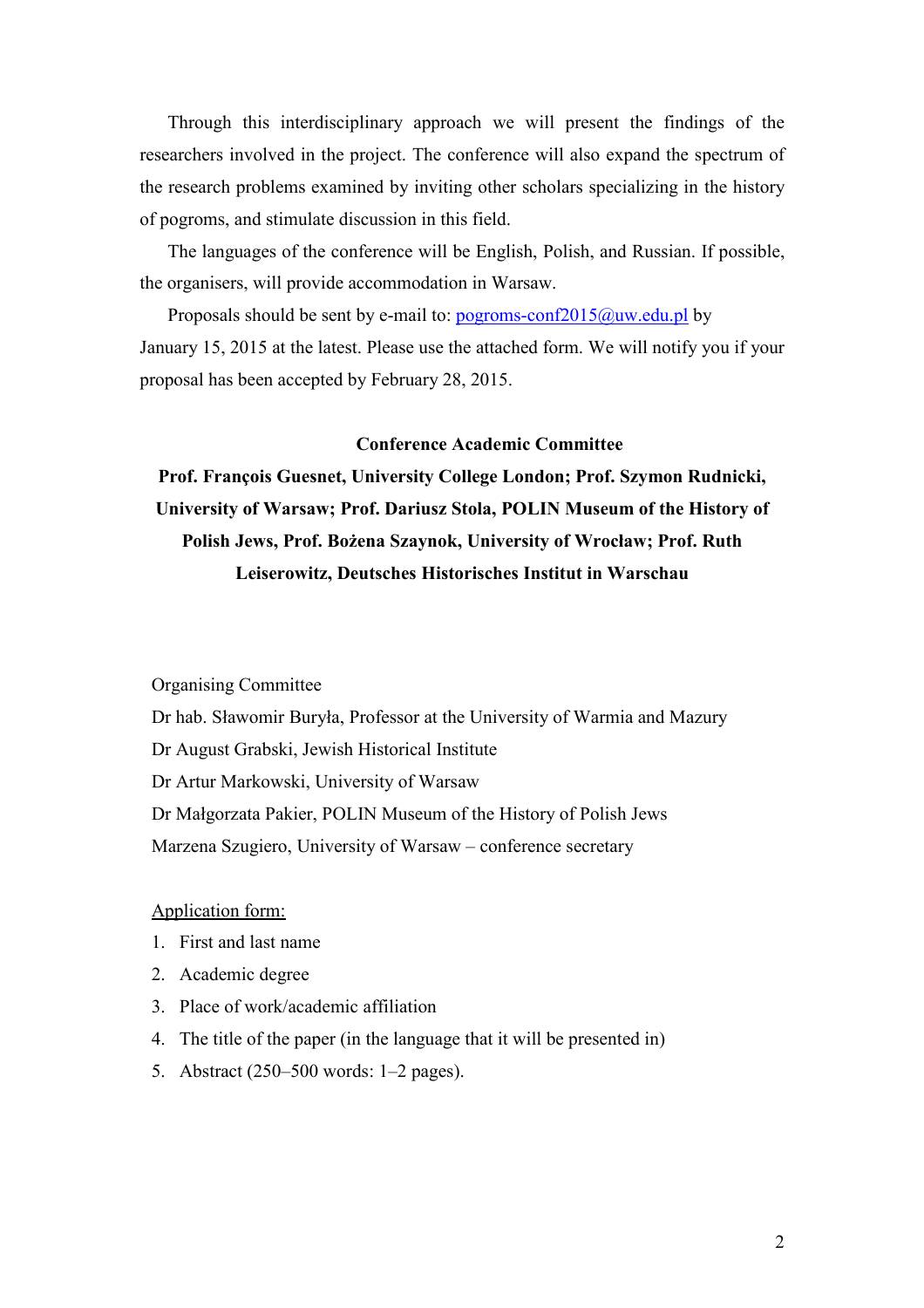Through this interdisciplinary approach we will present the findings of the researchers involved in the project. The conference will also expand the spectrum of the research problems examined by inviting other scholars specializing in the history of pogroms, and stimulate discussion in this field.

The languages of the conference will be English, Polish, and Russian. If possible, the organisers, will provide accommodation in Warsaw.

Proposals should be sent by e-mail to: pogroms-conf2015@uw.edu.pl by January 15, 2015 at the latest. Please use the attached form. We will notify you if your proposal has been accepted by February 28, 2015.

**Conference Academic Committee**

**Prof. François Guesnet, University College London; Prof. Szymon Rudnicki, University of Warsaw; Prof. Dariusz Stola, POLIN Museum of the History of Polish Jews, Prof. Bożena Szaynok, University of Wrocław; Prof. Ruth Leiserowitz, Deutsches Historisches Institut in Warschau**

Organising Committee

Dr hab. Sławomir Buryła, Professor at the University of Warmia and Mazury

Dr August Grabski, Jewish Historical Institute

Dr Artur Markowski, University of Warsaw

Dr Małgorzata Pakier, POLIN Museum of the History of Polish Jews

Marzena Szugiero, University of Warsaw – conference secretary

Application form:

1. First and last name
2. Academic degree
3. Place of work/academic affiliation
4. The title of the paper (in the language that it will be presented in)
5. Abstract (250–500 words: 1–2 pages).